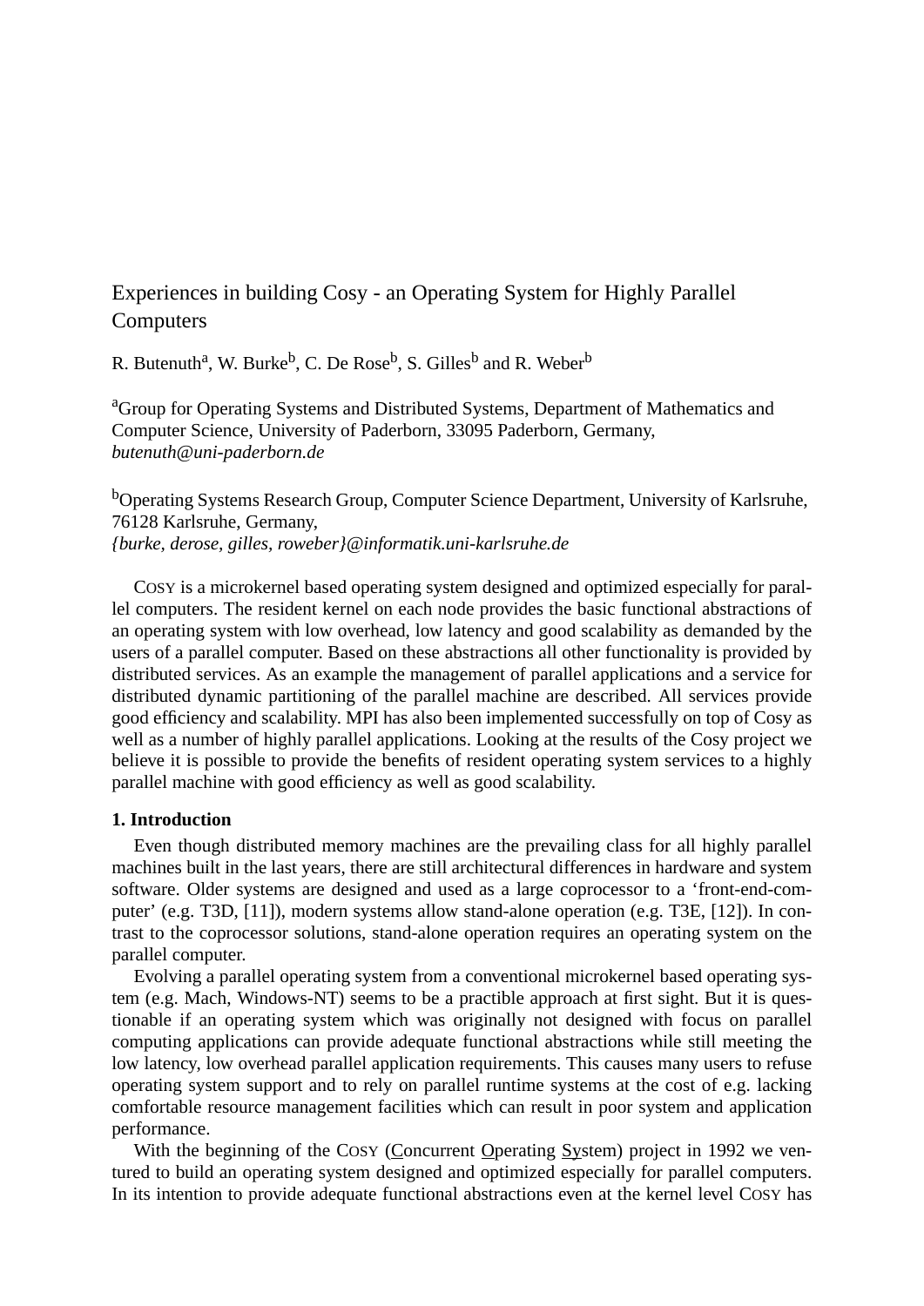# Experiences in building Cosy - an Operating System for Highly Parallel Computers

R. Butenuth[a], W. Burke[b], C. De Rose[b], S. Gilles[b] and R. Weber[b]

[a]Group for Operating Systems and Distributed Systems, Department of Mathematics and Computer Science, University of Paderborn, 33095 Paderborn, Germany, *butenuth@uni-paderborn.de*

[b]Operating Systems Research Group, Computer Science Department, University of Karlsruhe, 76128 Karlsruhe, Germany, *{burke, derose, gilles, roweber}@informatik.uni-karlsruhe.de*

COSY is a microkernel based operating system designed and optimized especially for parallel computers. The resident kernel on each node provides the basic functional abstractions of an operating system with low overhead, low latency and good scalability as demanded by the users of a parallel computer. Based on these abstractions all other functionality is provided by distributed services. As an example the management of parallel applications and a service for distributed dynamic partitioning of the parallel machine are described. All services provide good efficiency and scalability. MPI has also been implemented successfully on top of Cosy as well as a number of highly parallel applications. Looking at the results of the Cosy project we believe it is possible to provide the benefits of resident operating system services to a highly parallel machine with good efficiency as well as good scalability.

## 1. Introduction

Even though distributed memory machines are the prevailing class for all highly parallel machines built in the last years, there are still architectural differences in hardware and system software. Older systems are designed and used as a large coprocessor to a 'front-end-computer' (e.g. T3D, [11]), modern systems allow stand-alone operation (e.g. T3E, [12]). In contrast to the coprocessor solutions, stand-alone operation requires an operating system on the parallel computer.

Evolving a parallel operating system from a conventional microkernel based operating system (e.g. Mach, Windows-NT) seems to be a practible approach at first sight. But it is questionable if an operating system which was originally not designed with focus on parallel computing applications can provide adequate functional abstractions while still meeting the low latency, low overhead parallel application requirements. This causes many users to refuse operating system support and to rely on parallel runtime systems at the cost of e.g. lacking comfortable resource management facilities which can result in poor system and application performance.

With the beginning of the COSY (Concurrent Operating System) project in 1992 we ventured to build an operating system designed and optimized especially for parallel computers. In its intention to provide adequate functional abstractions even at the kernel level COSY has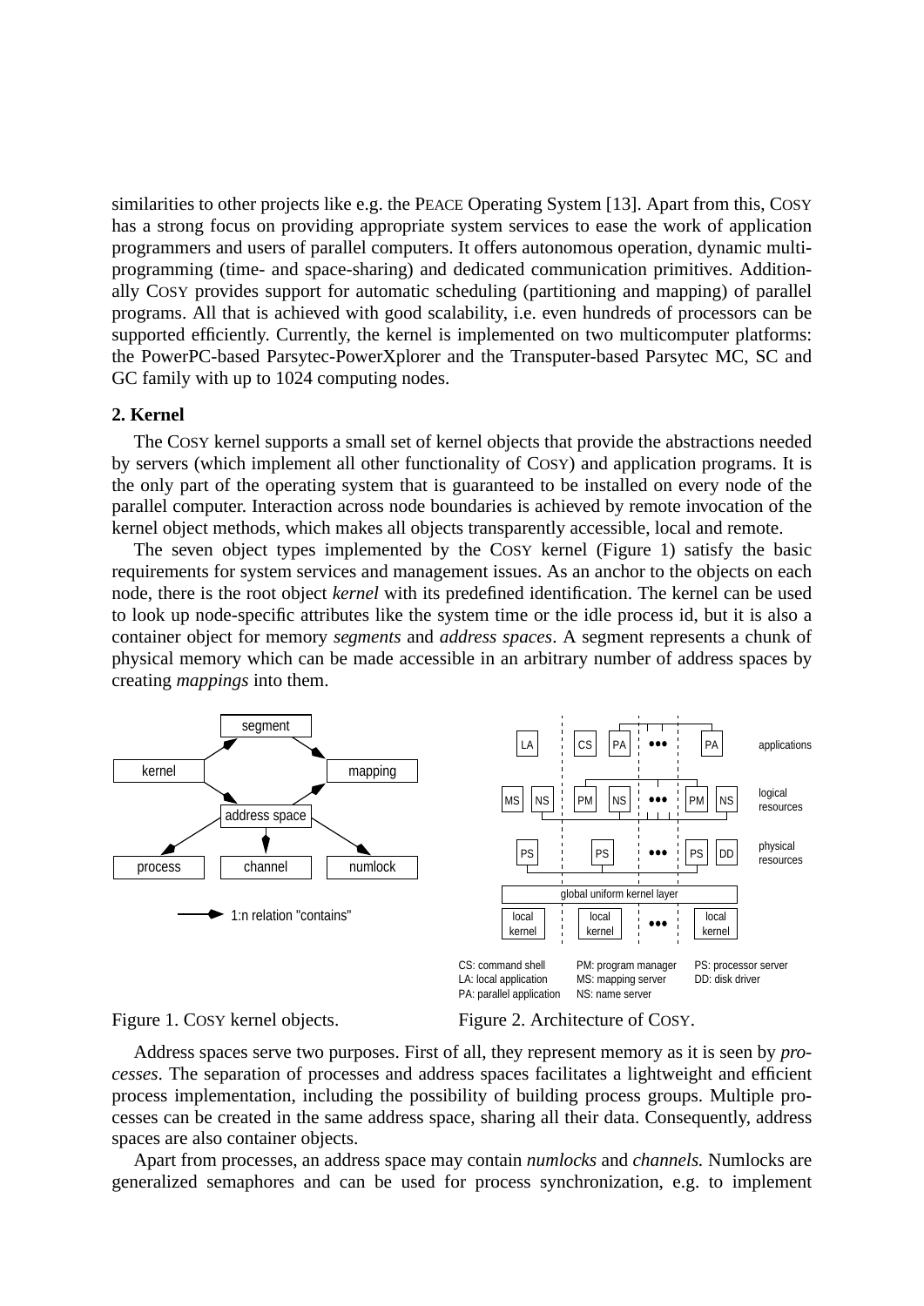similarities to other projects like e.g. the PEACE Operating System [13]. Apart from this, COSY has a strong focus on providing appropriate system services to ease the work of application programmers and users of parallel computers. It offers autonomous operation, dynamic multiprogramming (time- and space-sharing) and dedicated communication primitives. Additionally COSY provides support for automatic scheduling (partitioning and mapping) of parallel programs. All that is achieved with good scalability, i.e. even hundreds of processors can be supported efficiently. Currently, the kernel is implemented on two multicomputer platforms: the PowerPC-based Parsytec-PowerXplorer and the Transputer-based Parsytec MC, SC and GC family with up to 1024 computing nodes.

## 2. Kernel

The COSY kernel supports a small set of kernel objects that provide the abstractions needed by servers (which implement all other functionality of COSY) and application programs. It is the only part of the operating system that is guaranteed to be installed on every node of the parallel computer. Interaction across node boundaries is achieved by remote invocation of the kernel object methods, which makes all objects transparently accessible, local and remote.

The seven object types implemented by the COSY kernel (Figure 1) satisfy the basic requirements for system services and management issues. As an anchor to the objects on each node, there is the root object *kernel* with its predefined identification. The kernel can be used to look up node-specific attributes like the system time or the idle process id, but it is also a container object for memory *segments* and *address spaces*. A segment represents a chunk of physical memory which can be made accessible in an arbitrary number of address spaces by creating *mappings* into them.

Figure 1. COSY kernel objects.

CS: command shell
LA: local application
PA: parallel application
PM: program manager
MS: mapping server
NS: name server
PS: processor server
DD: disk driver

Figure 2. Architecture of COSY.

Address spaces serve two purposes. First of all, they represent memory as it is seen by *processes*. The separation of processes and address spaces facilitates a lightweight and efficient process implementation, including the possibility of building process groups. Multiple processes can be created in the same address space, sharing all their data. Consequently, address spaces are also container objects.

Apart from processes, an address space may contain *numlocks* and *channels.* Numlocks are generalized semaphores and can be used for process synchronization, e.g. to implement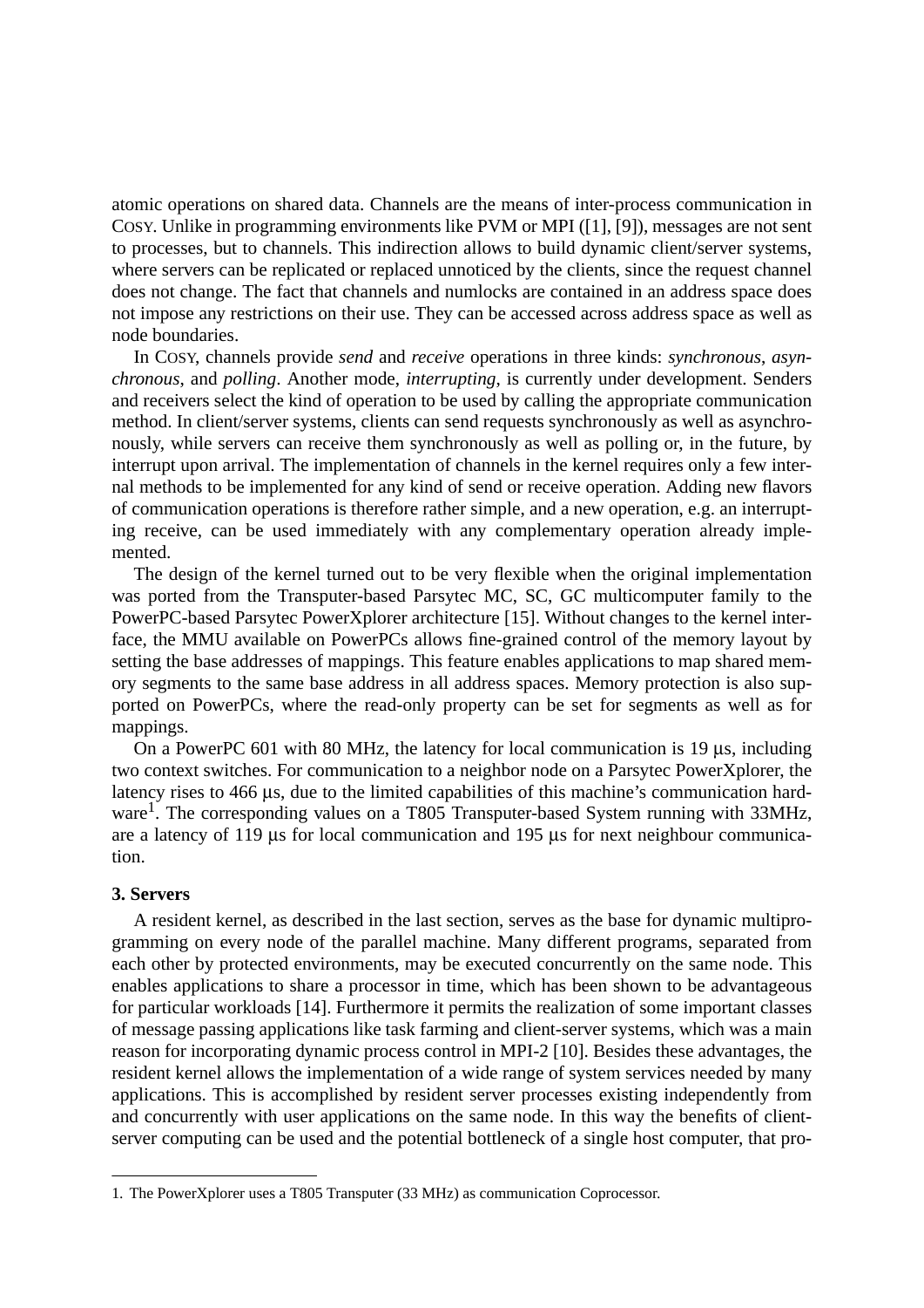atomic operations on shared data. Channels are the means of inter-process communication in COSY. Unlike in programming environments like PVM or MPI ([1], [9]), messages are not sent to processes, but to channels. This indirection allows to build dynamic client/server systems, where servers can be replicated or replaced unnoticed by the clients, since the request channel does not change. The fact that channels and numlocks are contained in an address space does not impose any restrictions on their use. They can be accessed across address space as well as node boundaries.

In COSY, channels provide *send* and *receive* operations in three kinds: *synchronous*, *asynchronous*, and *polling*. Another mode, *interrupting*, is currently under development. Senders and receivers select the kind of operation to be used by calling the appropriate communication method. In client/server systems, clients can send requests synchronously as well as asynchronously, while servers can receive them synchronously as well as polling or, in the future, by interrupt upon arrival. The implementation of channels in the kernel requires only a few internal methods to be implemented for any kind of send or receive operation. Adding new flavors of communication operations is therefore rather simple, and a new operation, e.g. an interrupting receive, can be used immediately with any complementary operation already implemented.

The design of the kernel turned out to be very flexible when the original implementation was ported from the Transputer-based Parsytec MC, SC, GC multicomputer family to the PowerPC-based Parsytec PowerXplorer architecture [15]. Without changes to the kernel interface, the MMU available on PowerPCs allows fine-grained control of the memory layout by setting the base addresses of mappings. This feature enables applications to map shared memory segments to the same base address in all address spaces. Memory protection is also supported on PowerPCs, where the read-only property can be set for segments as well as for mappings.

On a PowerPC 601 with 80 MHz, the latency for local communication is 19 µs, including two context switches. For communication to a neighbor node on a Parsytec PowerXplorer, the latency rises to 466 µs, due to the limited capabilities of this machine's communication hardware[1]. The corresponding values on a T805 Transputer-based System running with 33MHz, are a latency of 119 µs for local communication and 195 µs for next neighbour communication.

### 3. Servers

A resident kernel, as described in the last section, serves as the base for dynamic multiprogramming on every node of the parallel machine. Many different programs, separated from each other by protected environments, may be executed concurrently on the same node. This enables applications to share a processor in time, which has been shown to be advantageous for particular workloads [14]. Furthermore it permits the realization of some important classes of message passing applications like task farming and client-server systems, which was a main reason for incorporating dynamic process control in MPI-2 [10]. Besides these advantages, the resident kernel allows the implementation of a wide range of system services needed by many applications. This is accomplished by resident server processes existing independently from and concurrently with user applications on the same node. In this way the benefits of client-server computing can be used and the potential bottleneck of a single host computer, that pro-

---

1. The PowerXplorer uses a T805 Transputer (33 MHz) as communication Coprocessor.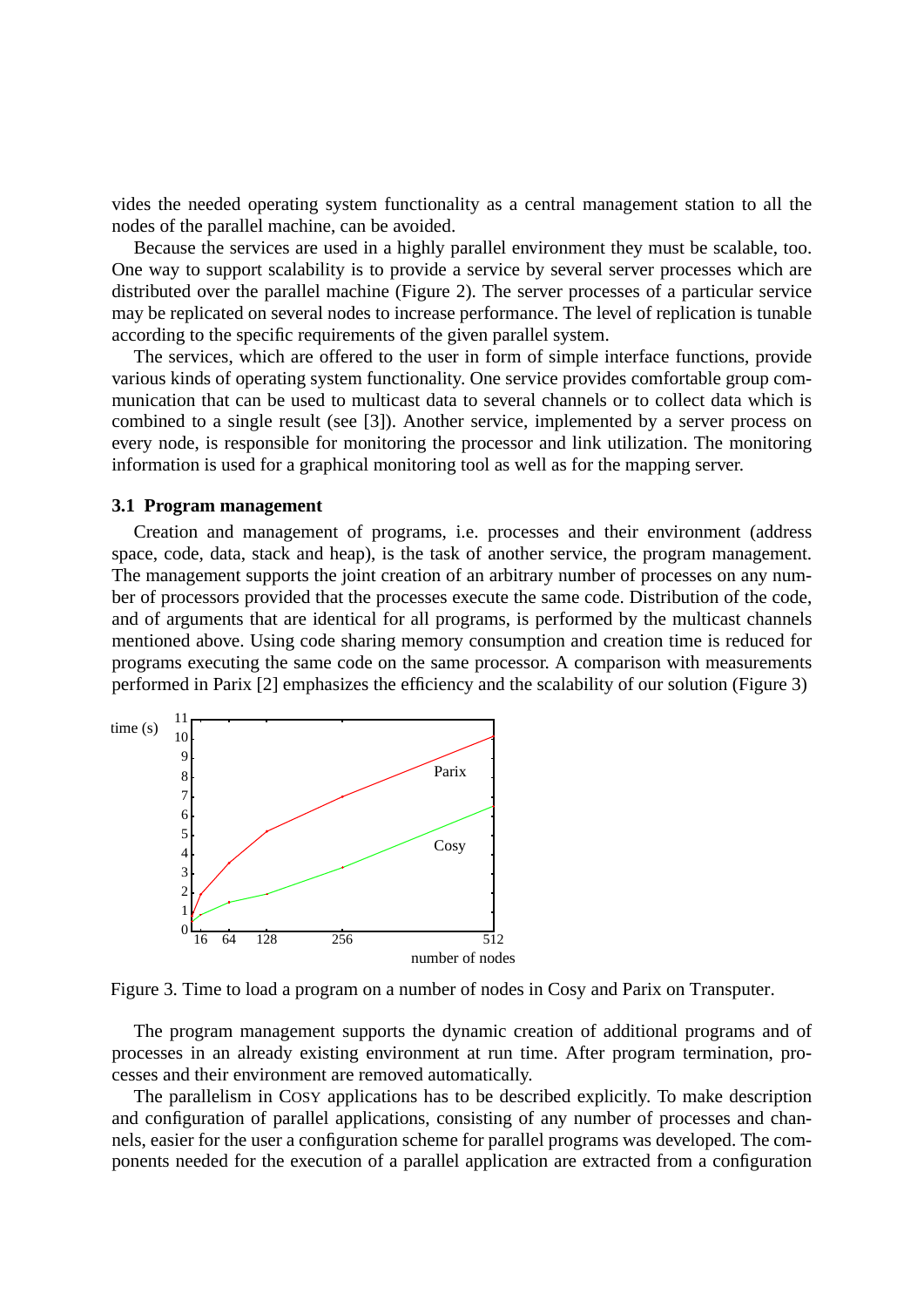vides the needed operating system functionality as a central management station to all the nodes of the parallel machine, can be avoided.

Because the services are used in a highly parallel environment they must be scalable, too. One way to support scalability is to provide a service by several server processes which are distributed over the parallel machine (Figure 2). The server processes of a particular service may be replicated on several nodes to increase performance. The level of replication is tunable according to the specific requirements of the given parallel system.

The services, which are offered to the user in form of simple interface functions, provide various kinds of operating system functionality. One service provides comfortable group communication that can be used to multicast data to several channels or to collect data which is combined to a single result (see [3]). Another service, implemented by a server process on every node, is responsible for monitoring the processor and link utilization. The monitoring information is used for a graphical monitoring tool as well as for the mapping server.

### 3.1 Program management

Creation and management of programs, i.e. processes and their environment (address space, code, data, stack and heap), is the task of another service, the program management. The management supports the joint creation of an arbitrary number of processes on any number of processors provided that the processes execute the same code. Distribution of the code, and of arguments that are identical for all programs, is performed by the multicast channels mentioned above. Using code sharing memory consumption and creation time is reduced for programs executing the same code on the same processor. A comparison with measurements performed in Parix [2] emphasizes the efficiency and the scalability of our solution (Figure 3)

Figure 3. Time to load a program on a number of nodes in Cosy and Parix on Transputer.

The program management supports the dynamic creation of additional programs and of processes in an already existing environment at run time. After program termination, processes and their environment are removed automatically.

The parallelism in COSY applications has to be described explicitly. To make description and configuration of parallel applications, consisting of any number of processes and channels, easier for the user a configuration scheme for parallel programs was developed. The components needed for the execution of a parallel application are extracted from a configuration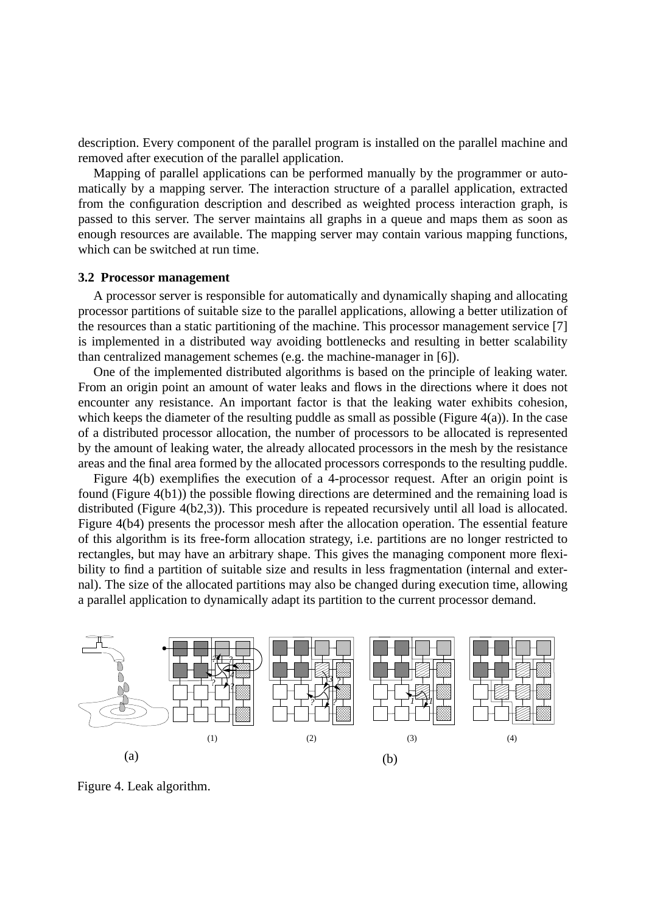description. Every component of the parallel program is installed on the parallel machine and removed after execution of the parallel application.

Mapping of parallel applications can be performed manually by the programmer or automatically by a mapping server. The interaction structure of a parallel application, extracted from the configuration description and described as weighted process interaction graph, is passed to this server. The server maintains all graphs in a queue and maps them as soon as enough resources are available. The mapping server may contain various mapping functions, which can be switched at run time.

### 3.2 Processor management

A processor server is responsible for automatically and dynamically shaping and allocating processor partitions of suitable size to the parallel applications, allowing a better utilization of the resources than a static partitioning of the machine. This processor management service [7] is implemented in a distributed way avoiding bottlenecks and resulting in better scalability than centralized management schemes (e.g. the machine-manager in [6]).

One of the implemented distributed algorithms is based on the principle of leaking water. From an origin point an amount of water leaks and flows in the directions where it does not encounter any resistance. An important factor is that the leaking water exhibits cohesion, which keeps the diameter of the resulting puddle as small as possible (Figure 4(a)). In the case of a distributed processor allocation, the number of processors to be allocated is represented by the amount of leaking water, the already allocated processors in the mesh by the resistance areas and the final area formed by the allocated processors corresponds to the resulting puddle.

Figure 4(b) exemplifies the execution of a 4-processor request. After an origin point is found (Figure 4(b1)) the possible flowing directions are determined and the remaining load is distributed (Figure 4(b2,3)). This procedure is repeated recursively until all load is allocated. Figure 4(b4) presents the processor mesh after the allocation operation. The essential feature of this algorithm is its free-form allocation strategy, i.e. partitions are no longer restricted to rectangles, but may have an arbitrary shape. This gives the managing component more flexibility to find a partition of suitable size and results in less fragmentation (internal and external). The size of the allocated partitions may also be changed during execution time, allowing a parallel application to dynamically adapt its partition to the current processor demand.

Figure 4. Leak algorithm.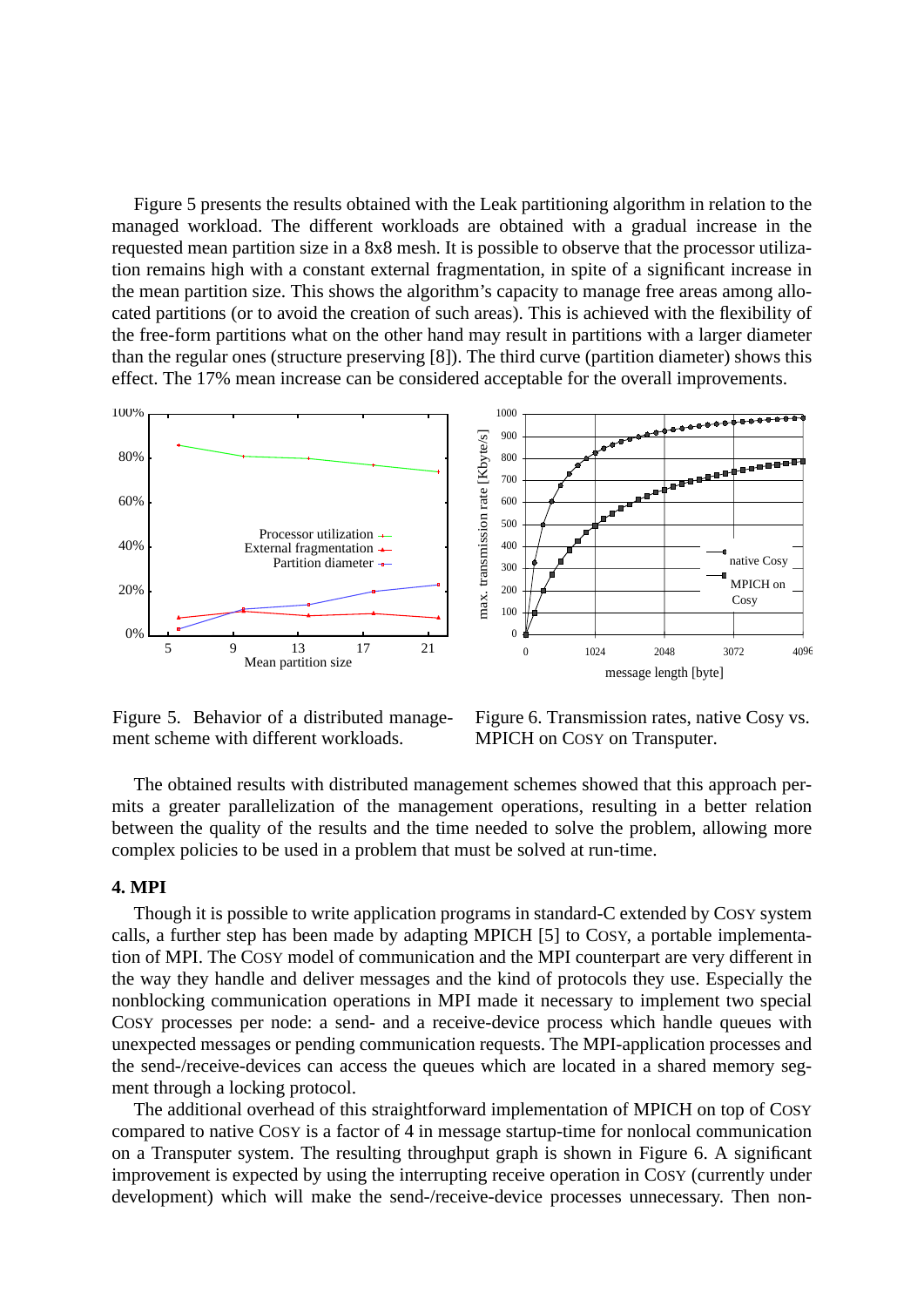Figure 5 presents the results obtained with the Leak partitioning algorithm in relation to the managed workload. The different workloads are obtained with a gradual increase in the requested mean partition size in a 8x8 mesh. It is possible to observe that the processor utilization remains high with a constant external fragmentation, in spite of a significant increase in the mean partition size. This shows the algorithm's capacity to manage free areas among allocated partitions (or to avoid the creation of such areas). This is achieved with the flexibility of the free-form partitions what on the other hand may result in partitions with a larger diameter than the regular ones (structure preserving [8]). The third curve (partition diameter) shows this effect. The 17% mean increase can be considered acceptable for the overall improvements.

Figure 5. Behavior of a distributed management scheme with different workloads.

Figure 6. Transmission rates, native Cosy vs. MPICH on COSY on Transputer.

The obtained results with distributed management schemes showed that this approach permits a greater parallelization of the management operations, resulting in a better relation between the quality of the results and the time needed to solve the problem, allowing more complex policies to be used in a problem that must be solved at run-time.

## 4. MPI

Though it is possible to write application programs in standard-C extended by COSY system calls, a further step has been made by adapting MPICH [5] to COSY, a portable implementation of MPI. The COSY model of communication and the MPI counterpart are very different in the way they handle and deliver messages and the kind of protocols they use. Especially the nonblocking communication operations in MPI made it necessary to implement two special COSY processes per node: a send- and a receive-device process which handle queues with unexpected messages or pending communication requests. The MPI-application processes and the send-/receive-devices can access the queues which are located in a shared memory segment through a locking protocol.

The additional overhead of this straightforward implementation of MPICH on top of COSY compared to native COSY is a factor of 4 in message startup-time for nonlocal communication on a Transputer system. The resulting throughput graph is shown in Figure 6. A significant improvement is expected by using the interrupting receive operation in COSY (currently under development) which will make the send-/receive-device processes unnecessary. Then non-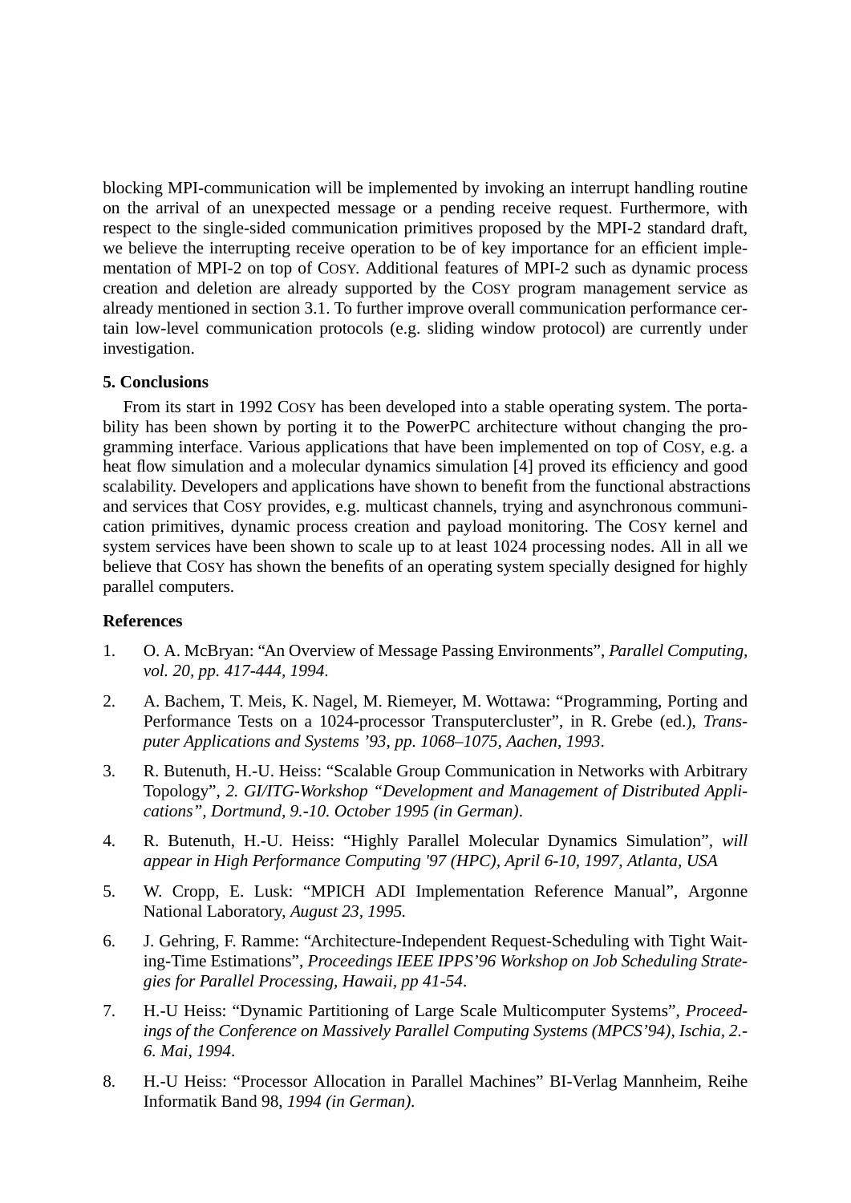blocking MPI-communication will be implemented by invoking an interrupt handling routine on the arrival of an unexpected message or a pending receive request. Furthermore, with respect to the single-sided communication primitives proposed by the MPI-2 standard draft, we believe the interrupting receive operation to be of key importance for an efficient implementation of MPI-2 on top of COSY. Additional features of MPI-2 such as dynamic process creation and deletion are already supported by the COSY program management service as already mentioned in section 3.1. To further improve overall communication performance certain low-level communication protocols (e.g. sliding window protocol) are currently under investigation.

**5. Conclusions**

From its start in 1992 COSY has been developed into a stable operating system. The portability has been shown by porting it to the PowerPC architecture without changing the programming interface. Various applications that have been implemented on top of COSY, e.g. a heat flow simulation and a molecular dynamics simulation [4] proved its efficiency and good scalability. Developers and applications have shown to benefit from the functional abstractions and services that COSY provides, e.g. multicast channels, trying and asynchronous communication primitives, dynamic process creation and payload monitoring. The COSY kernel and system services have been shown to scale up to at least 1024 processing nodes. All in all we believe that COSY has shown the benefits of an operating system specially designed for highly parallel computers.

**References**

1. O. A. McBryan: “An Overview of Message Passing Environments”, *Parallel Computing, vol. 20, pp. 417-444, 1994.*

2. A. Bachem, T. Meis, K. Nagel, M. Riemeyer, M. Wottawa: “Programming, Porting and Performance Tests on a 1024-processor Transputercluster”, in R. Grebe (ed.), *Transputer Applications and Systems ’93, pp. 1068–1075, Aachen, 1993*.

3. R. Butenuth, H.-U. Heiss: “Scalable Group Communication in Networks with Arbitrary Topology”, *2. GI/ITG-Workshop “Development and Management of Distributed Applications”, Dortmund, 9.-10. October 1995 (in German)*.

4. R. Butenuth, H.-U. Heiss: “Highly Parallel Molecular Dynamics Simulation”, *will appear in High Performance Computing '97 (HPC), April 6-10, 1997, Atlanta, USA*

5. W. Cropp, E. Lusk: “MPICH ADI Implementation Reference Manual”, Argonne National Laboratory, *August 23, 1995.*

6. J. Gehring, F. Ramme: “Architecture-Independent Request-Scheduling with Tight Waiting-Time Estimations”, *Proceedings IEEE IPPS’96 Workshop on Job Scheduling Strategies for Parallel Processing, Hawaii, pp 41-54*.

7. H.-U Heiss: “Dynamic Partitioning of Large Scale Multicomputer Systems”, *Proceedings of the Conference on Massively Parallel Computing Systems (MPCS’94), Ischia, 2.-6. Mai, 1994*.

8. H.-U Heiss: “Processor Allocation in Parallel Machines” BI-Verlag Mannheim, Reihe Informatik Band 98, *1994 (in German).*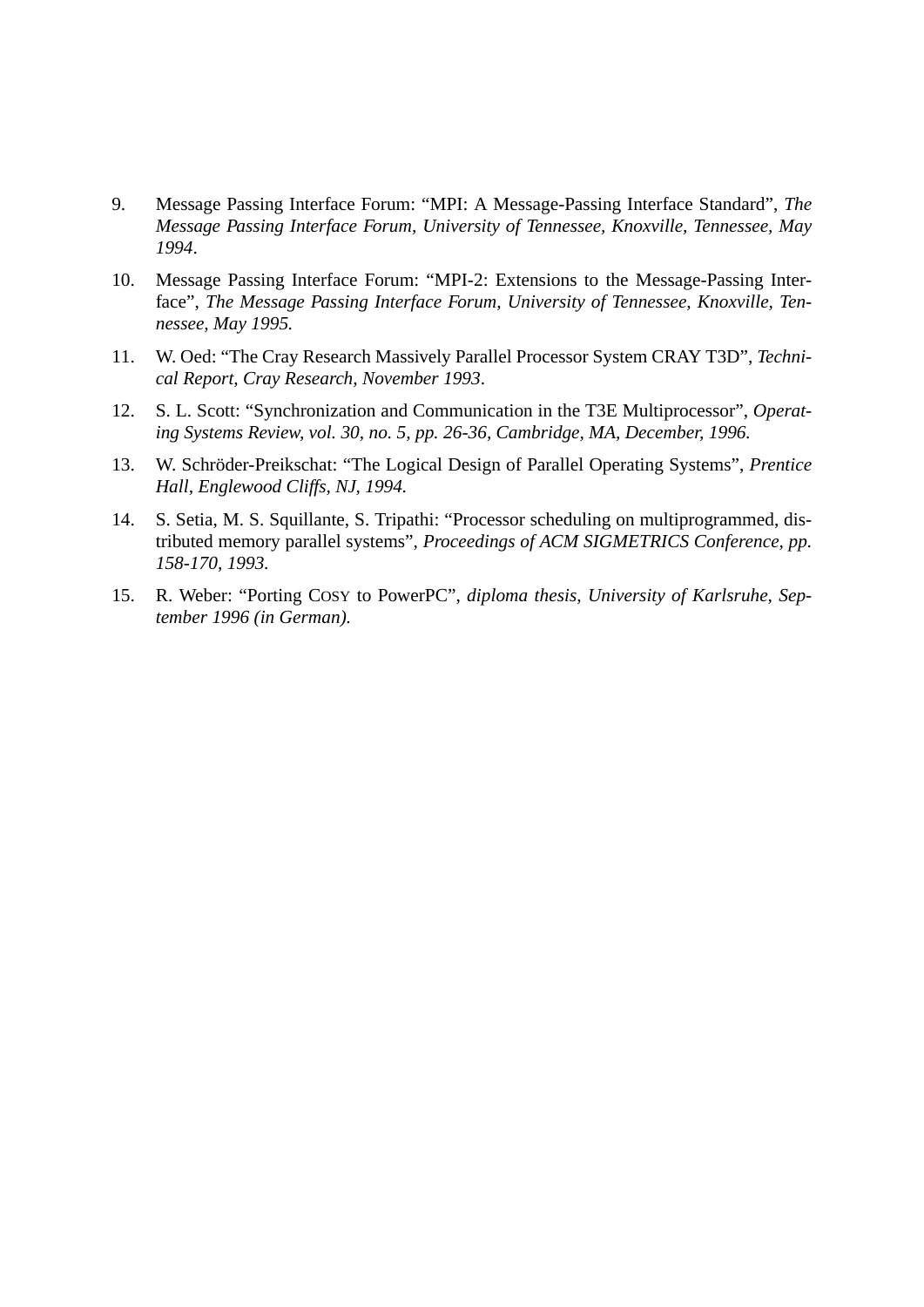9. Message Passing Interface Forum: “MPI: A Message-Passing Interface Standard”, *The Message Passing Interface Forum, University of Tennessee, Knoxville, Tennessee, May 1994*.
10. Message Passing Interface Forum: “MPI-2: Extensions to the Message-Passing Interface”, *The Message Passing Interface Forum, University of Tennessee, Knoxville, Tennessee, May 1995.*
11. W. Oed: “The Cray Research Massively Parallel Processor System CRAY T3D”, *Technical Report, Cray Research, November 1993*.
12. S. L. Scott: “Synchronization and Communication in the T3E Multiprocessor”, *Operating Systems Review, vol. 30, no. 5, pp. 26-36, Cambridge, MA, December, 1996.*
13. W. Schröder-Preikschat: “The Logical Design of Parallel Operating Systems”, *Prentice Hall, Englewood Cliffs, NJ, 1994.*
14. S. Setia, M. S. Squillante, S. Tripathi: “Processor scheduling on multiprogrammed, distributed memory parallel systems”, *Proceedings of ACM SIGMETRICS Conference, pp. 158-170, 1993.*
15. R. Weber: “Porting COSY to PowerPC”, *diploma thesis, University of Karlsruhe, September 1996 (in German).*